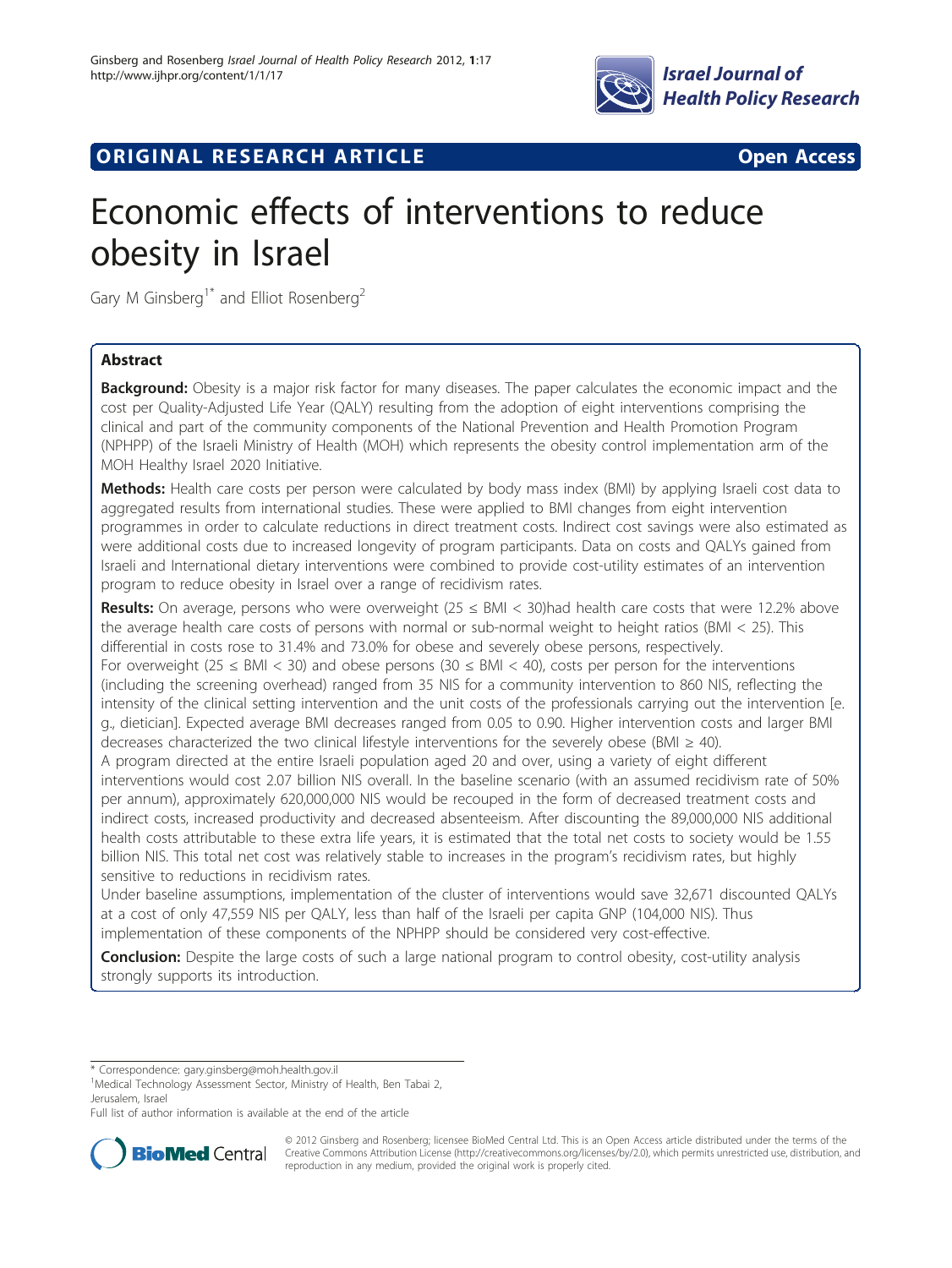ORIGINAL RESEARCH ARTICLE — Open Access

# Economic effects of interventions to reduce obesity in Israel

Gary M Ginsberg[1*] and Elliot Rosenberg[2]

## Abstract

**Background:** Obesity is a major risk factor for many diseases. The paper calculates the economic impact and the cost per Quality-Adjusted Life Year (QALY) resulting from the adoption of eight interventions comprising the clinical and part of the community components of the National Prevention and Health Promotion Program (NPHPP) of the Israeli Ministry of Health (MOH) which represents the obesity control implementation arm of the MOH Healthy Israel 2020 Initiative.

**Methods:** Health care costs per person were calculated by body mass index (BMI) by applying Israeli cost data to aggregated results from international studies. These were applied to BMI changes from eight intervention programmes in order to calculate reductions in direct treatment costs. Indirect cost savings were also estimated as were additional costs due to increased longevity of program participants. Data on costs and QALYs gained from Israeli and International dietary interventions were combined to provide cost-utility estimates of an intervention program to reduce obesity in Israel over a range of recidivism rates.

**Results:** On average, persons who were overweight (25 ≤ BMI < 30)had health care costs that were 12.2% above the average health care costs of persons with normal or sub-normal weight to height ratios (BMI < 25). This differential in costs rose to 31.4% and 73.0% for obese and severely obese persons, respectively.

For overweight (25 ≤ BMI < 30) and obese persons (30 ≤ BMI < 40), costs per person for the interventions (including the screening overhead) ranged from 35 NIS for a community intervention to 860 NIS, reflecting the intensity of the clinical setting intervention and the unit costs of the professionals carrying out the intervention [e. g., dietician]. Expected average BMI decreases ranged from 0.05 to 0.90. Higher intervention costs and larger BMI decreases characterized the two clinical lifestyle interventions for the severely obese (BMI ≥ 40).

A program directed at the entire Israeli population aged 20 and over, using a variety of eight different interventions would cost 2.07 billion NIS overall. In the baseline scenario (with an assumed recidivism rate of 50% per annum), approximately 620,000,000 NIS would be recouped in the form of decreased treatment costs and indirect costs, increased productivity and decreased absenteeism. After discounting the 89,000,000 NIS additional health costs attributable to these extra life years, it is estimated that the total net costs to society would be 1.55 billion NIS. This total net cost was relatively stable to increases in the program's recidivism rates, but highly sensitive to reductions in recidivism rates.

Under baseline assumptions, implementation of the cluster of interventions would save 32,671 discounted QALYs at a cost of only 47,559 NIS per QALY, less than half of the Israeli per capita GNP (104,000 NIS). Thus implementation of these components of the NPHPP should be considered very cost-effective.

**Conclusion:** Despite the large costs of such a large national program to control obesity, cost-utility analysis strongly supports its introduction.

---

\* Correspondence: gary.ginsberg@moh.health.gov.il

[1]Medical Technology Assessment Sector, Ministry of Health, Ben Tabai 2, Jerusalem, Israel

Full list of author information is available at the end of the article

© 2012 Ginsberg and Rosenberg; licensee BioMed Central Ltd. This is an Open Access article distributed under the terms of the Creative Commons Attribution License (http://creativecommons.org/licenses/by/2.0), which permits unrestricted use, distribution, and reproduction in any medium, provided the original work is properly cited.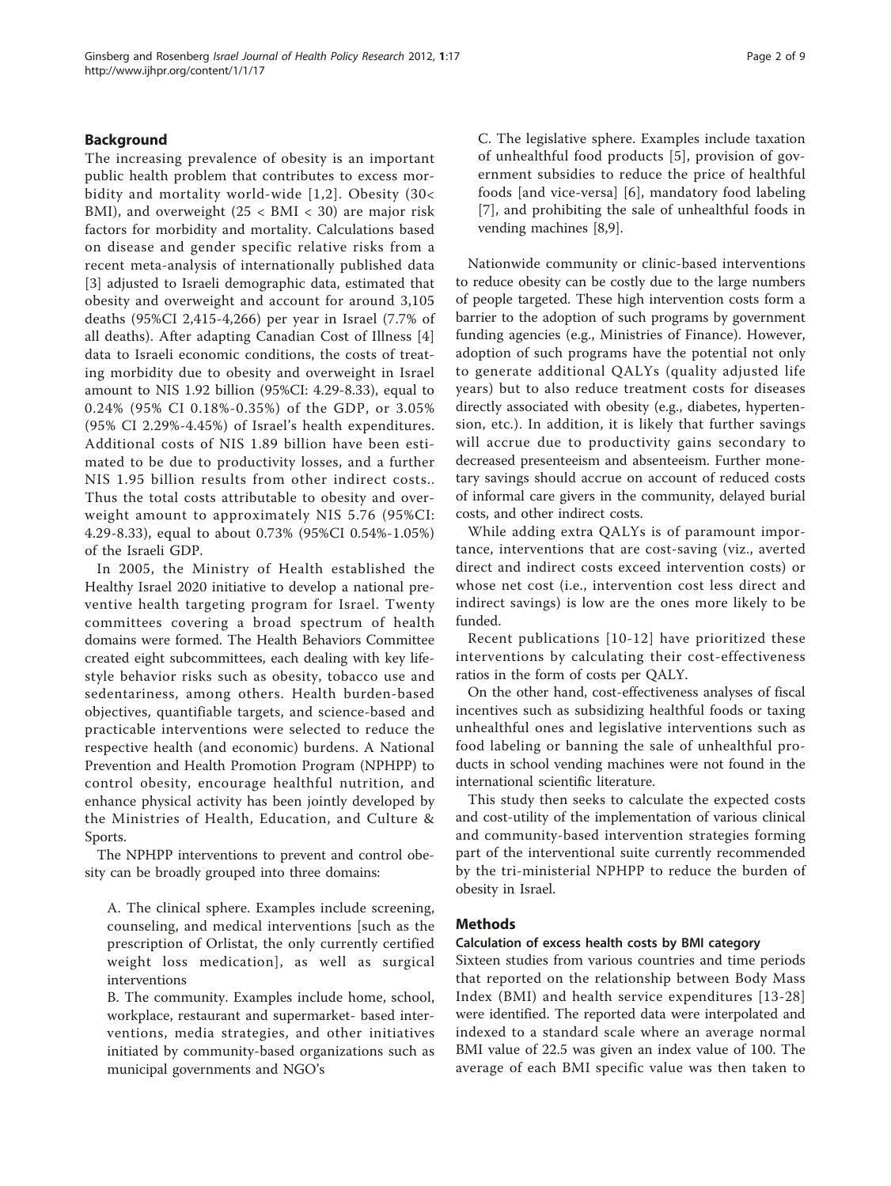## Background

The increasing prevalence of obesity is an important public health problem that contributes to excess morbidity and mortality world-wide [1,2]. Obesity (30< BMI), and overweight (25 < BMI < 30) are major risk factors for morbidity and mortality. Calculations based on disease and gender specific relative risks from a recent meta-analysis of internationally published data [3] adjusted to Israeli demographic data, estimated that obesity and overweight and account for around 3,105 deaths (95%CI 2,415-4,266) per year in Israel (7.7% of all deaths). After adapting Canadian Cost of Illness [4] data to Israeli economic conditions, the costs of treating morbidity due to obesity and overweight in Israel amount to NIS 1.92 billion (95%CI: 4.29-8.33), equal to 0.24% (95% CI 0.18%-0.35%) of the GDP, or 3.05% (95% CI 2.29%-4.45%) of Israel's health expenditures. Additional costs of NIS 1.89 billion have been estimated to be due to productivity losses, and a further NIS 1.95 billion results from other indirect costs.. Thus the total costs attributable to obesity and overweight amount to approximately NIS 5.76 (95%CI: 4.29-8.33), equal to about 0.73% (95%CI 0.54%-1.05%) of the Israeli GDP.

In 2005, the Ministry of Health established the Healthy Israel 2020 initiative to develop a national preventive health targeting program for Israel. Twenty committees covering a broad spectrum of health domains were formed. The Health Behaviors Committee created eight subcommittees, each dealing with key lifestyle behavior risks such as obesity, tobacco use and sedentariness, among others. Health burden-based objectives, quantifiable targets, and science-based and practicable interventions were selected to reduce the respective health (and economic) burdens. A National Prevention and Health Promotion Program (NPHPP) to control obesity, encourage healthful nutrition, and enhance physical activity has been jointly developed by the Ministries of Health, Education, and Culture & Sports.

The NPHPP interventions to prevent and control obesity can be broadly grouped into three domains:

A. The clinical sphere. Examples include screening, counseling, and medical interventions [such as the prescription of Orlistat, the only currently certified weight loss medication], as well as surgical interventions

B. The community. Examples include home, school, workplace, restaurant and supermarket- based interventions, media strategies, and other initiatives initiated by community-based organizations such as municipal governments and NGO's

C. The legislative sphere. Examples include taxation of unhealthful food products [5], provision of government subsidies to reduce the price of healthful foods [and vice-versa] [6], mandatory food labeling [7], and prohibiting the sale of unhealthful foods in vending machines [8,9].

Nationwide community or clinic-based interventions to reduce obesity can be costly due to the large numbers of people targeted. These high intervention costs form a barrier to the adoption of such programs by government funding agencies (e.g., Ministries of Finance). However, adoption of such programs have the potential not only to generate additional QALYs (quality adjusted life years) but to also reduce treatment costs for diseases directly associated with obesity (e.g., diabetes, hypertension, etc.). In addition, it is likely that further savings will accrue due to productivity gains secondary to decreased presenteeism and absenteeism. Further monetary savings should accrue on account of reduced costs of informal care givers in the community, delayed burial costs, and other indirect costs.

While adding extra QALYs is of paramount importance, interventions that are cost-saving (viz., averted direct and indirect costs exceed intervention costs) or whose net cost (i.e., intervention cost less direct and indirect savings) is low are the ones more likely to be funded.

Recent publications [10-12] have prioritized these interventions by calculating their cost-effectiveness ratios in the form of costs per QALY.

On the other hand, cost-effectiveness analyses of fiscal incentives such as subsidizing healthful foods or taxing unhealthful ones and legislative interventions such as food labeling or banning the sale of unhealthful products in school vending machines were not found in the international scientific literature.

This study then seeks to calculate the expected costs and cost-utility of the implementation of various clinical and community-based intervention strategies forming part of the interventional suite currently recommended by the tri-ministerial NPHPP to reduce the burden of obesity in Israel.

## Methods

### Calculation of excess health costs by BMI category

Sixteen studies from various countries and time periods that reported on the relationship between Body Mass Index (BMI) and health service expenditures [13-28] were identified. The reported data were interpolated and indexed to a standard scale where an average normal BMI value of 22.5 was given an index value of 100. The average of each BMI specific value was then taken to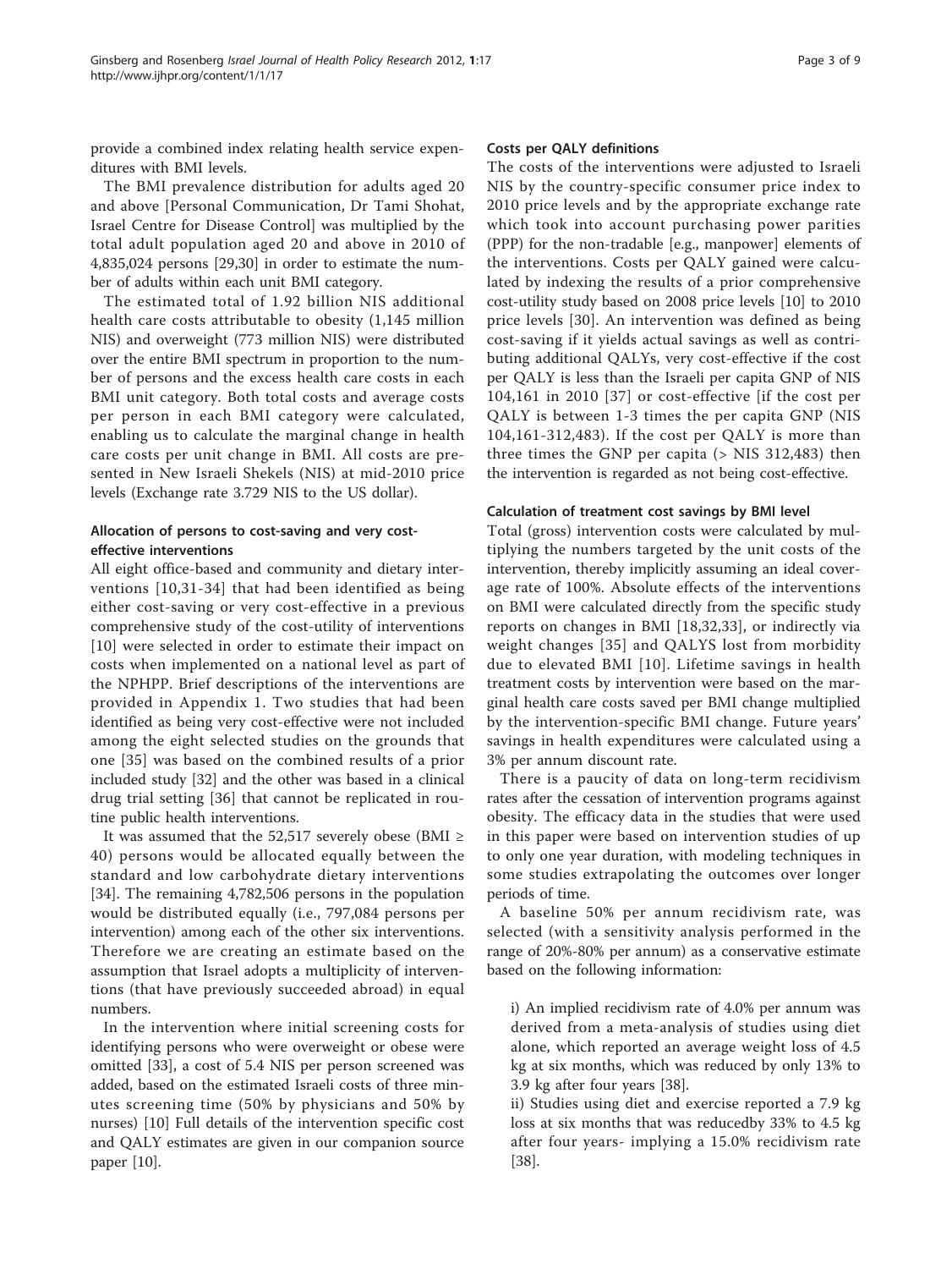provide a combined index relating health service expenditures with BMI levels.

The BMI prevalence distribution for adults aged 20 and above [Personal Communication, Dr Tami Shohat, Israel Centre for Disease Control] was multiplied by the total adult population aged 20 and above in 2010 of 4,835,024 persons [29,30] in order to estimate the number of adults within each unit BMI category.

The estimated total of 1.92 billion NIS additional health care costs attributable to obesity (1,145 million NIS) and overweight (773 million NIS) were distributed over the entire BMI spectrum in proportion to the number of persons and the excess health care costs in each BMI unit category. Both total costs and average costs per person in each BMI category were calculated, enabling us to calculate the marginal change in health care costs per unit change in BMI. All costs are presented in New Israeli Shekels (NIS) at mid-2010 price levels (Exchange rate 3.729 NIS to the US dollar).

### Allocation of persons to cost-saving and very cost-effective interventions

All eight office-based and community and dietary interventions [10,31-34] that had been identified as being either cost-saving or very cost-effective in a previous comprehensive study of the cost-utility of interventions [10] were selected in order to estimate their impact on costs when implemented on a national level as part of the NPHPP. Brief descriptions of the interventions are provided in Appendix 1. Two studies that had been identified as being very cost-effective were not included among the eight selected studies on the grounds that one [35] was based on the combined results of a prior included study [32] and the other was based in a clinical drug trial setting [36] that cannot be replicated in routine public health interventions.

It was assumed that the 52,517 severely obese (BMI ≥ 40) persons would be allocated equally between the standard and low carbohydrate dietary interventions [34]. The remaining 4,782,506 persons in the population would be distributed equally (i.e., 797,084 persons per intervention) among each of the other six interventions. Therefore we are creating an estimate based on the assumption that Israel adopts a multiplicity of interventions (that have previously succeeded abroad) in equal numbers.

In the intervention where initial screening costs for identifying persons who were overweight or obese were omitted [33], a cost of 5.4 NIS per person screened was added, based on the estimated Israeli costs of three minutes screening time (50% by physicians and 50% by nurses) [10] Full details of the intervention specific cost and QALY estimates are given in our companion source paper [10].

### Costs per QALY definitions

The costs of the interventions were adjusted to Israeli NIS by the country-specific consumer price index to 2010 price levels and by the appropriate exchange rate which took into account purchasing power parities (PPP) for the non-tradable [e.g., manpower] elements of the interventions. Costs per QALY gained were calculated by indexing the results of a prior comprehensive cost-utility study based on 2008 price levels [10] to 2010 price levels [30]. An intervention was defined as being cost-saving if it yields actual savings as well as contributing additional QALYs, very cost-effective if the cost per QALY is less than the Israeli per capita GNP of NIS 104,161 in 2010 [37] or cost-effective [if the cost per QALY is between 1-3 times the per capita GNP (NIS 104,161-312,483). If the cost per QALY is more than three times the GNP per capita (> NIS 312,483) then the intervention is regarded as not being cost-effective.

### Calculation of treatment cost savings by BMI level

Total (gross) intervention costs were calculated by multiplying the numbers targeted by the unit costs of the intervention, thereby implicitly assuming an ideal coverage rate of 100%. Absolute effects of the interventions on BMI were calculated directly from the specific study reports on changes in BMI [18,32,33], or indirectly via weight changes [35] and QALYS lost from morbidity due to elevated BMI [10]. Lifetime savings in health treatment costs by intervention were based on the marginal health care costs saved per BMI change multiplied by the intervention-specific BMI change. Future years' savings in health expenditures were calculated using a 3% per annum discount rate.

There is a paucity of data on long-term recidivism rates after the cessation of intervention programs against obesity. The efficacy data in the studies that were used in this paper were based on intervention studies of up to only one year duration, with modeling techniques in some studies extrapolating the outcomes over longer periods of time.

A baseline 50% per annum recidivism rate, was selected (with a sensitivity analysis performed in the range of 20%-80% per annum) as a conservative estimate based on the following information:

i) An implied recidivism rate of 4.0% per annum was derived from a meta-analysis of studies using diet alone, which reported an average weight loss of 4.5 kg at six months, which was reduced by only 13% to 3.9 kg after four years [38].

ii) Studies using diet and exercise reported a 7.9 kg loss at six months that was reducedby 33% to 4.5 kg after four years- implying a 15.0% recidivism rate [38].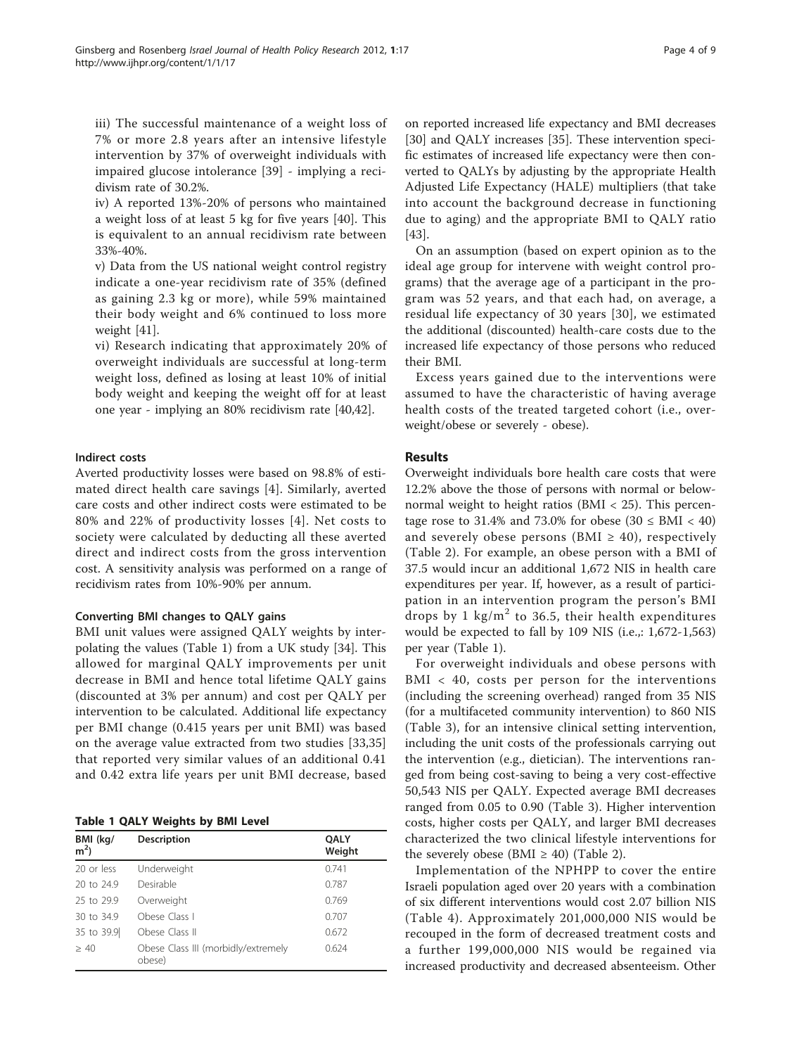iii) The successful maintenance of a weight loss of 7% or more 2.8 years after an intensive lifestyle intervention by 37% of overweight individuals with impaired glucose intolerance [39] - implying a recidivism rate of 30.2%.

iv) A reported 13%-20% of persons who maintained a weight loss of at least 5 kg for five years [40]. This is equivalent to an annual recidivism rate between 33%-40%.

v) Data from the US national weight control registry indicate a one-year recidivism rate of 35% (defined as gaining 2.3 kg or more), while 59% maintained their body weight and 6% continued to loss more weight [41].

vi) Research indicating that approximately 20% of overweight individuals are successful at long-term weight loss, defined as losing at least 10% of initial body weight and keeping the weight off for at least one year - implying an 80% recidivism rate [40,42].

### Indirect costs

Averted productivity losses were based on 98.8% of estimated direct health care savings [4]. Similarly, averted care costs and other indirect costs were estimated to be 80% and 22% of productivity losses [4]. Net costs to society were calculated by deducting all these averted direct and indirect costs from the gross intervention cost. A sensitivity analysis was performed on a range of recidivism rates from 10%-90% per annum.

### Converting BMI changes to QALY gains

BMI unit values were assigned QALY weights by interpolating the values (Table 1) from a UK study [34]. This allowed for marginal QALY improvements per unit decrease in BMI and hence total lifetime QALY gains (discounted at 3% per annum) and cost per QALY per intervention to be calculated. Additional life expectancy per BMI change (0.415 years per unit BMI) was based on the average value extracted from two studies [33,35] that reported very similar values of an additional 0.41 and 0.42 extra life years per unit BMI decrease, based

**Table 1 QALY Weights by BMI Level**

| BMI (kg/ $m^2$) | Description | QALY Weight |
|---|---|---|
| 20 or less | Underweight | 0.741 |
| 20 to 24.9 | Desirable | 0.787 |
| 25 to 29.9 | Overweight | 0.769 |
| 30 to 34.9 | Obese Class I | 0.707 |
| 35 to 39.9 | Obese Class II | 0.672 |
| ≥ 40 | Obese Class III (morbidly/extremely obese) | 0.624 |

on reported increased life expectancy and BMI decreases [30] and QALY increases [35]. These intervention specific estimates of increased life expectancy were then converted to QALYs by adjusting by the appropriate Health Adjusted Life Expectancy (HALE) multipliers (that take into account the background decrease in functioning due to aging) and the appropriate BMI to QALY ratio [43].

On an assumption (based on expert opinion as to the ideal age group for intervene with weight control programs) that the average age of a participant in the program was 52 years, and that each had, on average, a residual life expectancy of 30 years [30], we estimated the additional (discounted) health-care costs due to the increased life expectancy of those persons who reduced their BMI.

Excess years gained due to the interventions were assumed to have the characteristic of having average health costs of the treated targeted cohort (i.e., overweight/obese or severely - obese).

## Results

Overweight individuals bore health care costs that were 12.2% above the those of persons with normal or below-normal weight to height ratios (BMI < 25). This percentage rose to 31.4% and 73.0% for obese (30 ≤ BMI < 40) and severely obese persons (BMI ≥ 40), respectively (Table 2). For example, an obese person with a BMI of 37.5 would incur an additional 1,672 NIS in health care expenditures per year. If, however, as a result of participation in an intervention program the person's BMI drops by 1 $kg/m^2$ to 36.5, their health expenditures would be expected to fall by 109 NIS (i.e.,: 1,672-1,563) per year (Table 1).

For overweight individuals and obese persons with BMI < 40, costs per person for the interventions (including the screening overhead) ranged from 35 NIS (for a multifaceted community intervention) to 860 NIS (Table 3), for an intensive clinical setting intervention, including the unit costs of the professionals carrying out the intervention (e.g., dietician). The interventions ranged from being cost-saving to being a very cost-effective 50,543 NIS per QALY. Expected average BMI decreases ranged from 0.05 to 0.90 (Table 3). Higher intervention costs, higher costs per QALY, and larger BMI decreases characterized the two clinical lifestyle interventions for the severely obese (BMI ≥ 40) (Table 2).

Implementation of the NPHPP to cover the entire Israeli population aged over 20 years with a combination of six different interventions would cost 2.07 billion NIS (Table 4). Approximately 201,000,000 NIS would be recouped in the form of decreased treatment costs and a further 199,000,000 NIS would be regained via increased productivity and decreased absenteeism. Other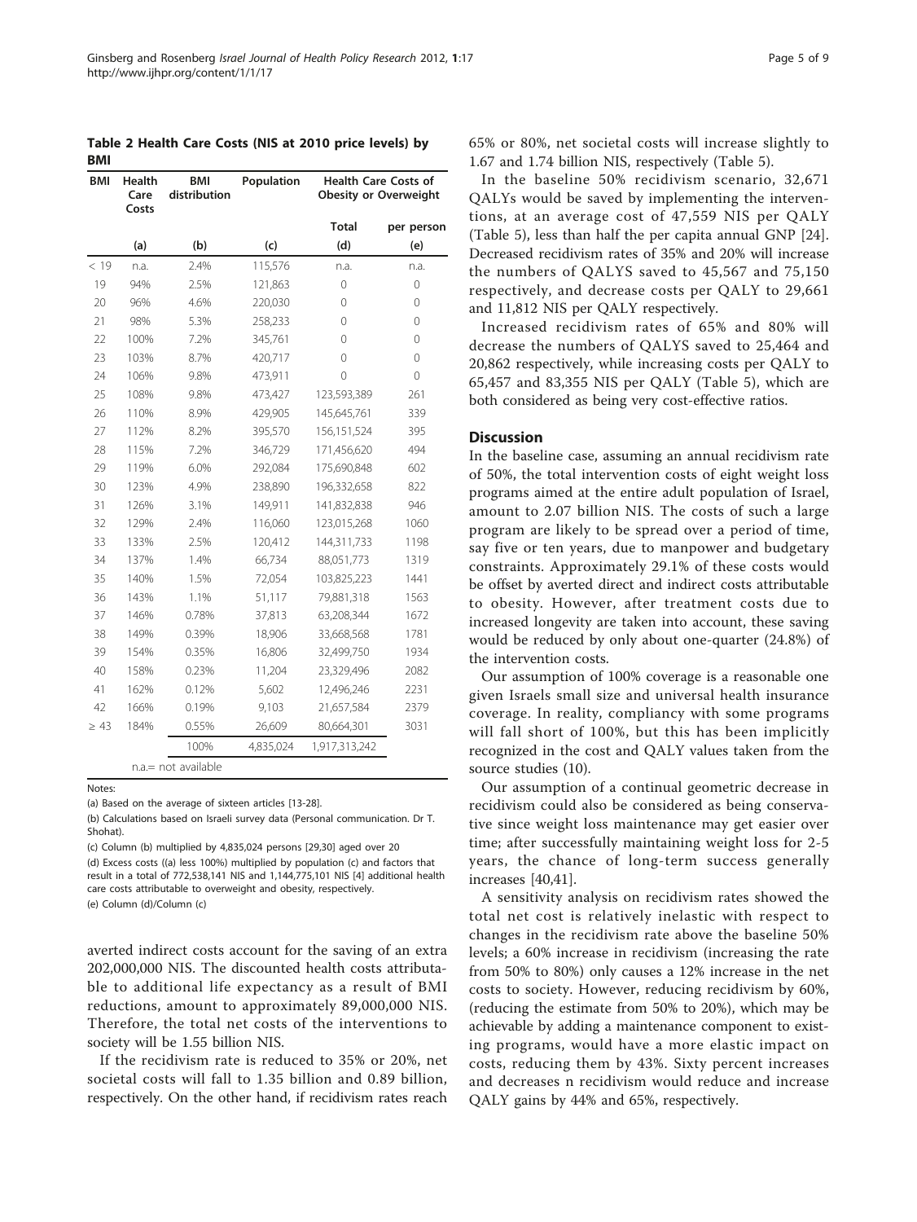**Table 2 Health Care Costs (NIS at 2010 price levels) by BMI**

| BMI | Health Care Costs | BMI distribution | Population | Health Care Costs of Obesity or Overweight | |
|---|---|---|---|---|---|
| | | | | Total | per person |
| | (a) | (b) | (c) | (d) | (e) |
| < 19 | n.a. | 2.4% | 115,576 | n.a. | n.a. |
| 19 | 94% | 2.5% | 121,863 | 0 | 0 |
| 20 | 96% | 4.6% | 220,030 | 0 | 0 |
| 21 | 98% | 5.3% | 258,233 | 0 | 0 |
| 22 | 100% | 7.2% | 345,761 | 0 | 0 |
| 23 | 103% | 8.7% | 420,717 | 0 | 0 |
| 24 | 106% | 9.8% | 473,911 | 0 | 0 |
| 25 | 108% | 9.8% | 473,427 | 123,593,389 | 261 |
| 26 | 110% | 8.9% | 429,905 | 145,645,761 | 339 |
| 27 | 112% | 8.2% | 395,570 | 156,151,524 | 395 |
| 28 | 115% | 7.2% | 346,729 | 171,456,620 | 494 |
| 29 | 119% | 6.0% | 292,084 | 175,690,848 | 602 |
| 30 | 123% | 4.9% | 238,890 | 196,332,658 | 822 |
| 31 | 126% | 3.1% | 149,911 | 141,832,838 | 946 |
| 32 | 129% | 2.4% | 116,060 | 123,015,268 | 1060 |
| 33 | 133% | 2.5% | 120,412 | 144,311,733 | 1198 |
| 34 | 137% | 1.4% | 66,734 | 88,051,773 | 1319 |
| 35 | 140% | 1.5% | 72,054 | 103,825,223 | 1441 |
| 36 | 143% | 1.1% | 51,117 | 79,881,318 | 1563 |
| 37 | 146% | 0.78% | 37,813 | 63,208,344 | 1672 |
| 38 | 149% | 0.39% | 18,906 | 33,668,568 | 1781 |
| 39 | 154% | 0.35% | 16,806 | 32,499,750 | 1934 |
| 40 | 158% | 0.23% | 11,204 | 23,329,496 | 2082 |
| 41 | 162% | 0.12% | 5,602 | 12,496,246 | 2231 |
| 42 | 166% | 0.19% | 9,103 | 21,657,584 | 2379 |
| ≥ 43 | 184% | 0.55% | 26,609 | 80,664,301 | 3031 |
| | | 100% | 4,835,024 | 1,917,313,242 | |

n.a.= not available

Notes:

(a) Based on the average of sixteen articles [13-28].

(b) Calculations based on Israeli survey data (Personal communication. Dr T. Shohat).

(c) Column (b) multiplied by 4,835,024 persons [29,30] aged over 20

(d) Excess costs ((a) less 100%) multiplied by population (c) and factors that result in a total of 772,538,141 NIS and 1,144,775,101 NIS [4] additional health care costs attributable to overweight and obesity, respectively.

(e) Column (d)/Column (c)

averted indirect costs account for the saving of an extra 202,000,000 NIS. The discounted health costs attributable to additional life expectancy as a result of BMI reductions, amount to approximately 89,000,000 NIS. Therefore, the total net costs of the interventions to society will be 1.55 billion NIS.

If the recidivism rate is reduced to 35% or 20%, net societal costs will fall to 1.35 billion and 0.89 billion, respectively. On the other hand, if recidivism rates reach 65% or 80%, net societal costs will increase slightly to 1.67 and 1.74 billion NIS, respectively (Table 5).

In the baseline 50% recidivism scenario, 32,671 QALYs would be saved by implementing the interventions, at an average cost of 47,559 NIS per QALY (Table 5), less than half the per capita annual GNP [24]. Decreased recidivism rates of 35% and 20% will increase the numbers of QALYS saved to 45,567 and 75,150 respectively, and decrease costs per QALY to 29,661 and 11,812 NIS per QALY respectively.

Increased recidivism rates of 65% and 80% will decrease the numbers of QALYS saved to 25,464 and 20,862 respectively, while increasing costs per QALY to 65,457 and 83,355 NIS per QALY (Table 5), which are both considered as being very cost-effective ratios.

## Discussion

In the baseline case, assuming an annual recidivism rate of 50%, the total intervention costs of eight weight loss programs aimed at the entire adult population of Israel, amount to 2.07 billion NIS. The costs of such a large program are likely to be spread over a period of time, say five or ten years, due to manpower and budgetary constraints. Approximately 29.1% of these costs would be offset by averted direct and indirect costs attributable to obesity. However, after treatment costs due to increased longevity are taken into account, these saving would be reduced by only about one-quarter (24.8%) of the intervention costs.

Our assumption of 100% coverage is a reasonable one given Israels small size and universal health insurance coverage. In reality, compliancy with some programs will fall short of 100%, but this has been implicitly recognized in the cost and QALY values taken from the source studies (10).

Our assumption of a continual geometric decrease in recidivism could also be considered as being conservative since weight loss maintenance may get easier over time; after successfully maintaining weight loss for 2-5 years, the chance of long-term success generally increases [40,41].

A sensitivity analysis on recidivism rates showed the total net cost is relatively inelastic with respect to changes in the recidivism rate above the baseline 50% levels; a 60% increase in recidivism (increasing the rate from 50% to 80%) only causes a 12% increase in the net costs to society. However, reducing recidivism by 60%, (reducing the estimate from 50% to 20%), which may be achievable by adding a maintenance component to existing programs, would have a more elastic impact on costs, reducing them by 43%. Sixty percent increases and decreases n recidivism would reduce and increase QALY gains by 44% and 65%, respectively.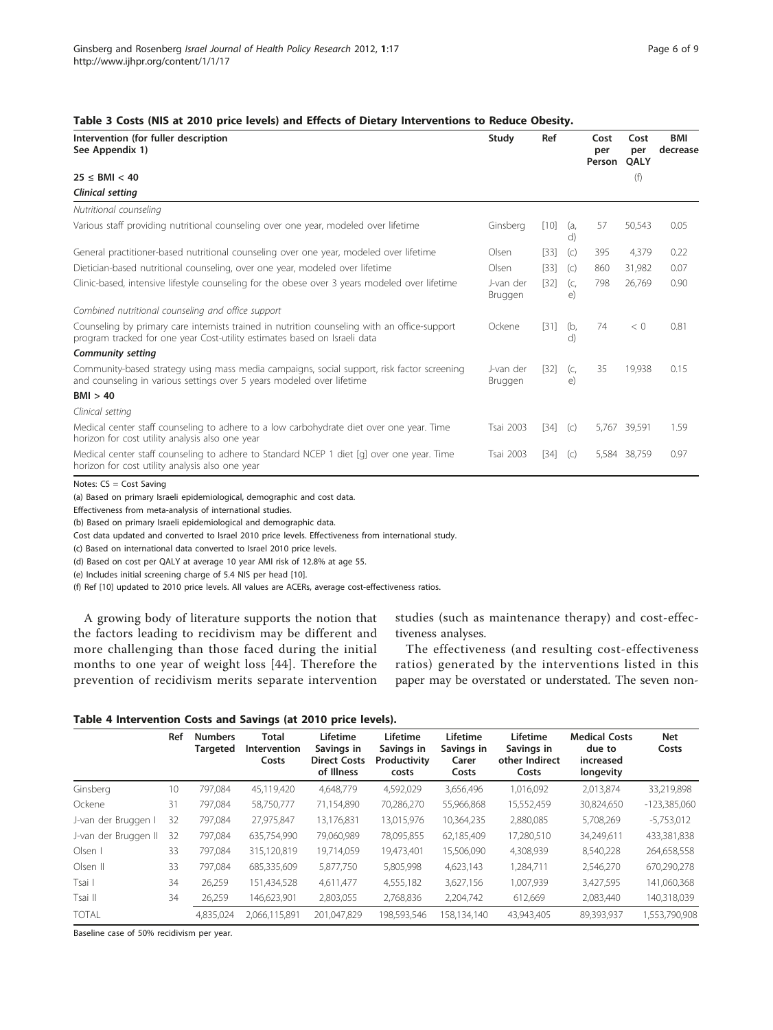**Table 3 Costs (NIS at 2010 price levels) and Effects of Dietary Interventions to Reduce Obesity.**

| Intervention (for fuller description See Appendix 1) | Study | Ref | | Cost per Person | Cost per QALY | BMI decrease |
|---|---|---|---|---|---|---|
| **25 ≤ BMI < 40** | | | | | (f) | |
| ***Clinical setting*** | | | | | | |
| *Nutritional counseling* | | | | | | |
| Various staff providing nutritional counseling over one year, modeled over lifetime | Ginsberg | [10] | (a, d) | 57 | 50,543 | 0.05 |
| General practitioner-based nutritional counseling over one year, modeled over lifetime | Olsen | [33] | (c) | 395 | 4,379 | 0.22 |
| Dietician-based nutritional counseling, over one year, modeled over lifetime | Olsen | [33] | (c) | 860 | 31,982 | 0.07 |
| Clinic-based, intensive lifestyle counseling for the obese over 3 years modeled over lifetime | J-van der Bruggen | [32] | (c, e) | 798 | 26,769 | 0.90 |
| *Combined nutritional counseling and office support* | | | | | | |
| Counseling by primary care internists trained in nutrition counseling with an office-support program tracked for one year Cost-utility estimates based on Israeli data | Ockene | [31] | (b, d) | 74 | < 0 | 0.81 |
| ***Community setting*** | | | | | | |
| Community-based strategy using mass media campaigns, social support, risk factor screening and counseling in various settings over 5 years modeled over lifetime | J-van der Bruggen | [32] | (c, e) | 35 | 19,938 | 0.15 |
| **BMI > 40** | | | | | | |
| *Clinical setting* | | | | | | |
| Medical center staff counseling to adhere to a low carbohydrate diet over one year. Time horizon for cost utility analysis also one year | Tsai 2003 | [34] | (c) | 5,767 | 39,591 | 1.59 |
| Medical center staff counseling to adhere to Standard NCEP 1 diet [g] over one year. Time horizon for cost utility analysis also one year | Tsai 2003 | [34] | (c) | 5,584 | 38,759 | 0.97 |

Notes: CS = Cost Saving

(a) Based on primary Israeli epidemiological, demographic and cost data.

Effectiveness from meta-analysis of international studies.

(b) Based on primary Israeli epidemiological and demographic data.

Cost data updated and converted to Israel 2010 price levels. Effectiveness from international study.

(c) Based on international data converted to Israel 2010 price levels.

(d) Based on cost per QALY at average 10 year AMI risk of 12.8% at age 55.

(e) Includes initial screening charge of 5.4 NIS per head [10].

(f) Ref [10] updated to 2010 price levels. All values are ACERs, average cost-effectiveness ratios.

A growing body of literature supports the notion that the factors leading to recidivism may be different and more challenging than those faced during the initial months to one year of weight loss [44]. Therefore the prevention of recidivism merits separate intervention studies (such as maintenance therapy) and cost-effectiveness analyses.

The effectiveness (and resulting cost-effectiveness ratios) generated by the interventions listed in this paper may be overstated or understated. The seven non-

**Table 4 Intervention Costs and Savings (at 2010 price levels).**

| | Ref | Numbers Targeted | Total Intervention Costs | Lifetime Savings in Direct Costs of Illness | Lifetime Savings in Productivity costs | Lifetime Savings in Carer Costs | Lifetime Savings in other Indirect Costs | Medical Costs due to increased longevity | Net Costs |
|---|---|---|---|---|---|---|---|---|---|
| Ginsberg | 10 | 797,084 | 45,119,420 | 4,648,779 | 4,592,029 | 3,656,496 | 1,016,092 | 2,013,874 | 33,219,898 |
| Ockene | 31 | 797,084 | 58,750,777 | 71,154,890 | 70,286,270 | 55,966,868 | 15,552,459 | 30,824,650 | -123,385,060 |
| J-van der Bruggen I | 32 | 797,084 | 27,975,847 | 13,176,831 | 13,015,976 | 10,364,235 | 2,880,085 | 5,708,269 | -5,753,012 |
| J-van der Bruggen II | 32 | 797,084 | 635,754,990 | 79,060,989 | 78,095,855 | 62,185,409 | 17,280,510 | 34,249,611 | 433,381,838 |
| Olsen I | 33 | 797,084 | 315,120,819 | 19,714,059 | 19,473,401 | 15,506,090 | 4,308,939 | 8,540,228 | 264,658,558 |
| Olsen II | 33 | 797,084 | 685,335,609 | 5,877,750 | 5,805,998 | 4,623,143 | 1,284,711 | 2,546,270 | 670,290,278 |
| Tsai I | 34 | 26,259 | 151,434,528 | 4,611,477 | 4,555,182 | 3,627,156 | 1,007,939 | 3,427,595 | 141,060,368 |
| Tsai II | 34 | 26,259 | 146,623,901 | 2,803,055 | 2,768,836 | 2,204,742 | 612,669 | 2,083,440 | 140,318,039 |
| TOTAL | | 4,835,024 | 2,066,115,891 | 201,047,829 | 198,593,546 | 158,134,140 | 43,943,405 | 89,393,937 | 1,553,790,908 |

Baseline case of 50% recidivism per year.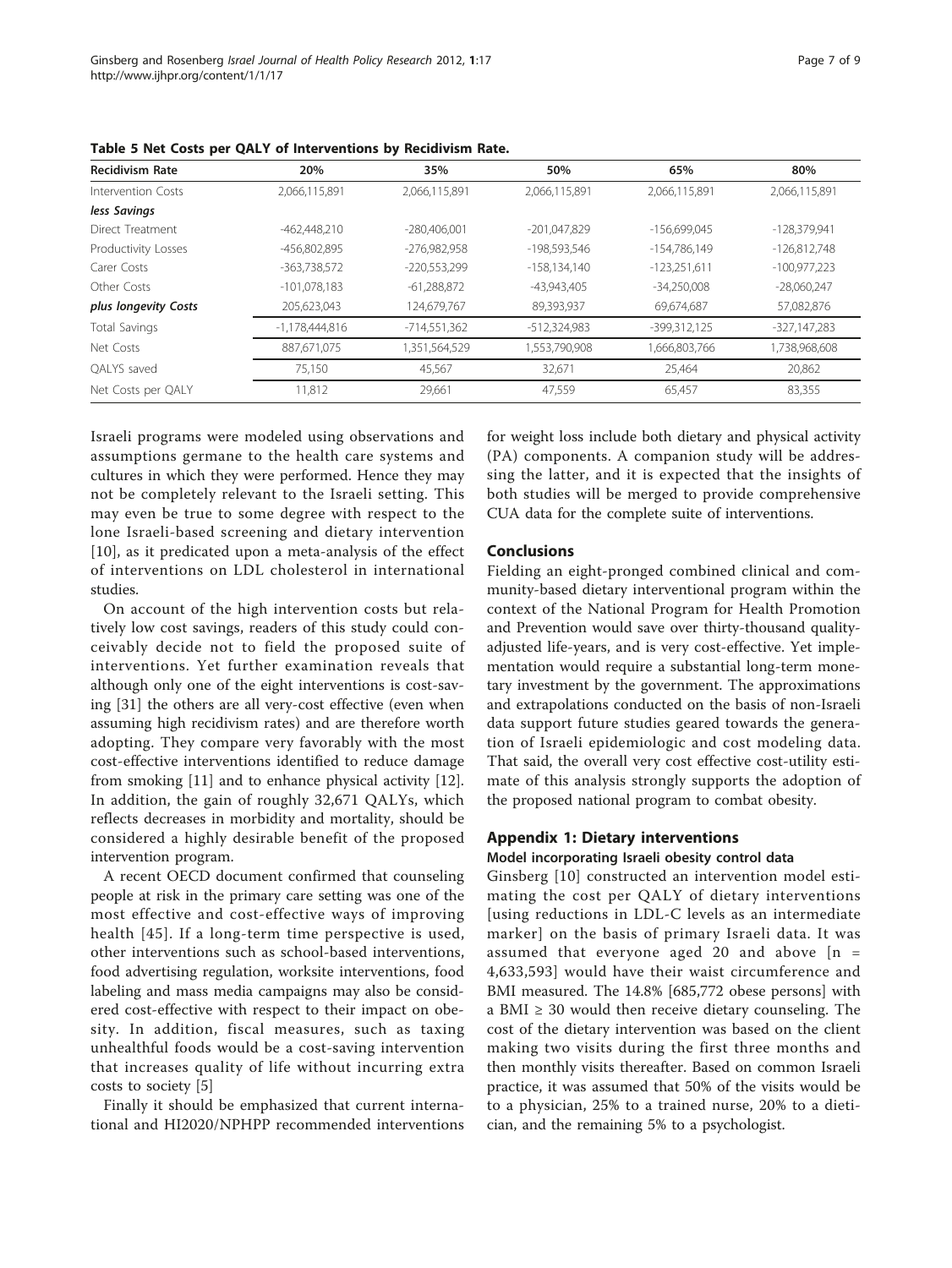**Table 5 Net Costs per QALY of Interventions by Recidivism Rate.**

| Recidivism Rate | 20% | 35% | 50% | 65% | 80% |
|---|---|---|---|---|---|
| Intervention Costs | 2,066,115,891 | 2,066,115,891 | 2,066,115,891 | 2,066,115,891 | 2,066,115,891 |
| ***less Savings*** | | | | | |
| Direct Treatment | -462,448,210 | -280,406,001 | -201,047,829 | -156,699,045 | -128,379,941 |
| Productivity Losses | -456,802,895 | -276,982,958 | -198,593,546 | -154,786,149 | -126,812,748 |
| Carer Costs | -363,738,572 | -220,553,299 | -158,134,140 | -123,251,611 | -100,977,223 |
| Other Costs | -101,078,183 | -61,288,872 | -43,943,405 | -34,250,008 | -28,060,247 |
| ***plus longevity Costs*** | 205,623,043 | 124,679,767 | 89,393,937 | 69,674,687 | 57,082,876 |
| Total Savings | -1,178,444,816 | -714,551,362 | -512,324,983 | -399,312,125 | -327,147,283 |
| Net Costs | 887,671,075 | 1,351,564,529 | 1,553,790,908 | 1,666,803,766 | 1,738,968,608 |
| QALYS saved | 75,150 | 45,567 | 32,671 | 25,464 | 20,862 |
| Net Costs per QALY | 11,812 | 29,661 | 47,559 | 65,457 | 83,355 |

Israeli programs were modeled using observations and assumptions germane to the health care systems and cultures in which they were performed. Hence they may not be completely relevant to the Israeli setting. This may even be true to some degree with respect to the lone Israeli-based screening and dietary intervention [10], as it predicated upon a meta-analysis of the effect of interventions on LDL cholesterol in international studies.

On account of the high intervention costs but relatively low cost savings, readers of this study could conceivably decide not to field the proposed suite of interventions. Yet further examination reveals that although only one of the eight interventions is cost-saving [31] the others are all very-cost effective (even when assuming high recidivism rates) and are therefore worth adopting. They compare very favorably with the most cost-effective interventions identified to reduce damage from smoking [11] and to enhance physical activity [12]. In addition, the gain of roughly 32,671 QALYs, which reflects decreases in morbidity and mortality, should be considered a highly desirable benefit of the proposed intervention program.

A recent OECD document confirmed that counseling people at risk in the primary care setting was one of the most effective and cost-effective ways of improving health [45]. If a long-term time perspective is used, other interventions such as school-based interventions, food advertising regulation, worksite interventions, food labeling and mass media campaigns may also be considered cost-effective with respect to their impact on obesity. In addition, fiscal measures, such as taxing unhealthful foods would be a cost-saving intervention that increases quality of life without incurring extra costs to society [5]

Finally it should be emphasized that current international and HI2020/NPHPP recommended interventions for weight loss include both dietary and physical activity (PA) components. A companion study will be addressing the latter, and it is expected that the insights of both studies will be merged to provide comprehensive CUA data for the complete suite of interventions.

## Conclusions

Fielding an eight-pronged combined clinical and community-based dietary interventional program within the context of the National Program for Health Promotion and Prevention would save over thirty-thousand quality-adjusted life-years, and is very cost-effective. Yet implementation would require a substantial long-term monetary investment by the government. The approximations and extrapolations conducted on the basis of non-Israeli data support future studies geared towards the generation of Israeli epidemiologic and cost modeling data. That said, the overall very cost effective cost-utility estimate of this analysis strongly supports the adoption of the proposed national program to combat obesity.

## Appendix 1: Dietary interventions

### Model incorporating Israeli obesity control data

Ginsberg [10] constructed an intervention model estimating the cost per QALY of dietary interventions [using reductions in LDL-C levels as an intermediate marker] on the basis of primary Israeli data. It was assumed that everyone aged 20 and above [n = 4,633,593] would have their waist circumference and BMI measured. The 14.8% [685,772 obese persons] with a BMI ≥ 30 would then receive dietary counseling. The cost of the dietary intervention was based on the client making two visits during the first three months and then monthly visits thereafter. Based on common Israeli practice, it was assumed that 50% of the visits would be to a physician, 25% to a trained nurse, 20% to a dietician, and the remaining 5% to a psychologist.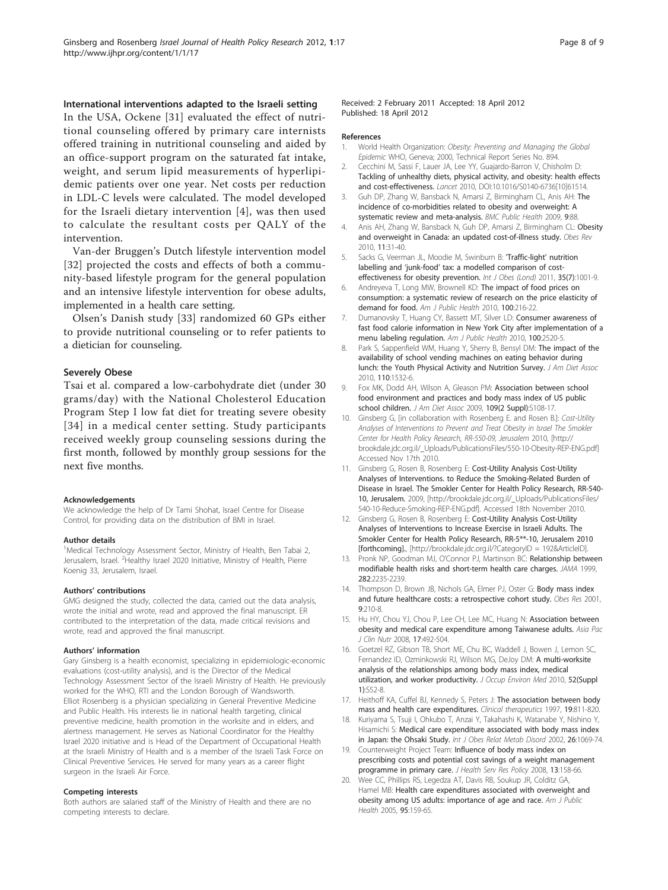### International interventions adapted to the Israeli setting

In the USA, Ockene [31] evaluated the effect of nutritional counseling offered by primary care internists offered training in nutritional counseling and aided by an office-support program on the saturated fat intake, weight, and serum lipid measurements of hyperlipidemic patients over one year. Net costs per reduction in LDL-C levels were calculated. The model developed for the Israeli dietary intervention [4], was then used to calculate the resultant costs per QALY of the intervention.

Van-der Bruggen's Dutch lifestyle intervention model [32] projected the costs and effects of both a community-based lifestyle program for the general population and an intensive lifestyle intervention for obese adults, implemented in a health care setting.

Olsen's Danish study [33] randomized 60 GPs either to provide nutritional counseling or to refer patients to a dietician for counseling.

### Severely Obese

Tsai et al. compared a low-carbohydrate diet (under 30 grams/day) with the National Cholesterol Education Program Step I low fat diet for treating severe obesity [34] in a medical center setting. Study participants received weekly group counseling sessions during the first month, followed by monthly group sessions for the next five months.

#### Acknowledgements

We acknowledge the help of Dr Tami Shohat, Israel Centre for Disease Control, for providing data on the distribution of BMI in Israel.

#### Author details

[1]Medical Technology Assessment Sector, Ministry of Health, Ben Tabai 2, Jerusalem, Israel. [2]Healthy Israel 2020 Initiative, Ministry of Health, Pierre Koenig 33, Jerusalem, Israel.

#### Authors' contributions

GMG designed the study, collected the data, carried out the data analysis, wrote the initial and wrote, read and approved the final manuscript. ER contributed to the interpretation of the data, made critical revisions and wrote, read and approved the final manuscript.

#### Authors' information

Gary Ginsberg is a health economist, specializing in epidemiologic-economic evaluations (cost-utility analysis), and is the Director of the Medical Technology Assessment Sector of the Israeli Ministry of Health. He previously worked for the WHO, RTI and the London Borough of Wandsworth. Elliot Rosenberg is a physician specializing in General Preventive Medicine and Public Health. His interests lie in national health targeting, clinical preventive medicine, health promotion in the worksite and in elders, and alertness management. He serves as National Coordinator for the Healthy Israel 2020 initiative and is Head of the Department of Occupational Health at the Israeli Ministry of Health and is a member of the Israel Task Force on Clinical Preventive Services. He served for many years as a career flight surgeon in the Israeli Air Force.

#### Competing interests

Both authors are salaried staff of the Ministry of Health and there are no competing interests to declare.

Received: 2 February 2011 Accepted: 18 April 2012
Published: 18 April 2012

#### References

1. World Health Organization: *Obesity: Preventing and Managing the Global Epidemic* WHO, Geneva; 2000, Technical Report Series No. 894.
2. Cecchini M, Sassi F, Lauer JA, Lee YY, Guajardo-Barron V, Chisholm D: **Tackling of unhealthy diets, physical activity, and obesity: health effects and cost-effectiveness.** *Lancet* 2010, DOI:10.1016/S0140-6736[10]61514.
3. Guh DP, Zhang W, Bansback N, Amarsi Z, Birmingham CL, Anis AH: **The incidence of co-morbidities related to obesity and overweight: A systematic review and meta-analysis.** *BMC Public Health* 2009, **9**:88.
4. Anis AH, Zhang W, Bansback N, Guh DP, Amarsi Z, Birmingham CL: **Obesity and overweight in Canada: an updated cost-of-illness study.** *Obes Rev* 2010, **11**:31-40.
5. Sacks G, Veerman JL, Moodie M, Swinburn B: **'Traffic-light' nutrition labelling and 'junk-food' tax: a modelled comparison of cost-effectiveness for obesity prevention.** *Int J Obes (Lond)* 2011, **35(7)**:1001-9.
6. Andreyeva T, Long MW, Brownell KD: **The impact of food prices on consumption: a systematic review of research on the price elasticity of demand for food.** *Am J Public Health* 2010, **100**:216-22.
7. Dumanovsky T, Huang CY, Bassett MT, Silver LD: **Consumer awareness of fast food calorie information in New York City after implementation of a menu labeling regulation.** *Am J Public Health* 2010, **100**:2520-5.
8. Park S, Sappenfield WM, Huang Y, Sherry B, Bensyl DM: **The impact of the availability of school vending machines on eating behavior during lunch: the Youth Physical Activity and Nutrition Survey.** *J Am Diet Assoc* 2010, **110**:1532-6.
9. Fox MK, Dodd AH, Wilson A, Gleason PM: **Association between school food environment and practices and body mass index of US public school children.** *J Am Diet Assoc* 2009, **109(2 Suppl)**:S108-17.
10. Ginsberg G, [in collaboration with Rosenberg E. and Rosen B.]: *Cost-Utility Analyses of Interventions to Prevent and Treat Obesity in Israel The Smokler Center for Health Policy Research, RR-550-09, Jerusalem* 2010, [http://brookdale.jdc.org.il/_Uploads/PublicationsFiles/550-10-Obesity-REP-ENG.pdf] Accessed Nov 17th 2010.
11. Ginsberg G, Rosen B, Rosenberg E: **Cost-Utility Analysis Cost-Utility Analyses of Interventions. to Reduce the Smoking-Related Burden of Disease in Israel. The Smokler Center for Health Policy Research, RR-540-10, Jerusalem.** 2009, [http://brookdale.jdc.org.il/_Uploads/PublicationsFiles/540-10-Reduce-Smoking-REP-ENG.pdf]. Accessed 18th November 2010.
12. Ginsberg G, Rosen B, Rosenberg E: **Cost-Utility Analysis Cost-Utility Analyses of Interventions to Increase Exercise in Israeli Adults. The Smokler Center for Health Policy Research, RR-5**-10, Jerusalem 2010 [forthcoming].**, [http://brookdale.jdc.org.il/?CategoryID = 192&ArticleID].
13. Pronk NP, Goodman MJ, O'Connor PJ, Martinson BC: **Relationship between modifiable health risks and short-term health care charges.** *JAMA* 1999, **282**:2235-2239.
14. Thompson D, Brown JB, Nichols GA, Elmer PJ, Oster G: **Body mass index and future healthcare costs: a retrospective cohort study.** *Obes Res* 2001, **9**:210-8.
15. Hu HY, Chou YJ, Chou P, Lee CH, Lee MC, Huang N: **Association between obesity and medical care expenditure among Taiwanese adults.** *Asia Pac J Clin Nutr* 2008, **17**:492-504.
16. Goetzel RZ, Gibson TB, Short ME, Chu BC, Waddell J, Bowen J, Lemon SC, Fernandez ID, Ozminkowski RJ, Wilson MG, DeJoy DM: **A multi-worksite analysis of the relationships among body mass index, medical utilization, and worker productivity.** *J Occup Environ Med* 2010, **52(Suppl 1)**:S52-8.
17. Heithoff KA, Cuffel BJ, Kennedy S, Peters J: **The association between body mass and health care expenditures.** *Clinical therapeutics* 1997, **19**:811-820.
18. Kuriyama S, Tsuji I, Ohkubo T, Anzai Y, Takahashi K, Watanabe Y, Nishino Y, Hisamichi S: **Medical care expenditure associated with body mass index in Japan: the Ohsaki Study.** *Int J Obes Relat Metab Disord* 2002, **26**:1069-74.
19. Counterweight Project Team: **Influence of body mass index on prescribing costs and potential cost savings of a weight management programme in primary care.** *J Health Serv Res Policy* 2008, **13**:158-66.
20. Wee CC, Phillips RS, Legedza AT, Davis RB, Soukup JR, Colditz GA, Hamel MB: **Health care expenditures associated with overweight and obesity among US adults: importance of age and race.** *Am J Public Health* 2005, **95**:159-65.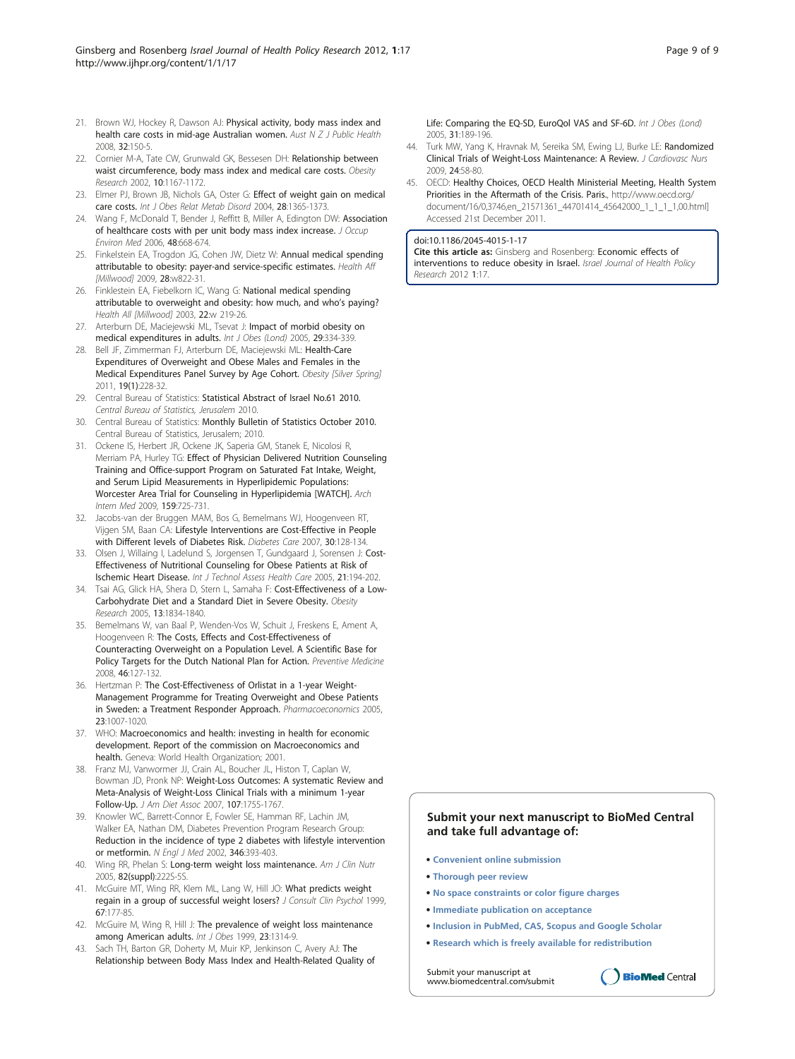21. Brown WJ, Hockey R, Dawson AJ: **Physical activity, body mass index and health care costs in mid-age Australian women.** *Aust N Z J Public Health* 2008, **32**:150-5.
22. Cornier M-A, Tate CW, Grunwald GK, Bessesen DH: **Relationship between waist circumference, body mass index and medical care costs.** *Obesity Research* 2002, **10**:1167-1172.
23. Elmer PJ, Brown JB, Nichols GA, Oster G: **Effect of weight gain on medical care costs.** *Int J Obes Relat Metab Disord* 2004, **28**:1365-1373.
24. Wang F, McDonald T, Bender J, Reffitt B, Miller A, Edington DW: **Association of healthcare costs with per unit body mass index increase.** *J Occup Environ Med* 2006, **48**:668-674.
25. Finkelstein EA, Trogdon JG, Cohen JW, Dietz W: **Annual medical spending attributable to obesity: payer-and service-specific estimates.** *Health Aff [Millwood]* 2009, **28**:w822-31.
26. Finklestein EA, Fiebelkorn IC, Wang G: **National medical spending attributable to overweight and obesity: how much, and who's paying?** *Health Aff [Millwood]* 2003, **22**:w 219-26.
27. Arterburn DE, Maciejewski ML, Tsevat J: **Impact of morbid obesity on medical expenditures in adults.** *Int J Obes (Lond)* 2005, **29**:334-339.
28. Bell JF, Zimmerman FJ, Arterburn DE, Maciejewski ML: **Health-Care Expenditures of Overweight and Obese Males and Females in the Medical Expenditures Panel Survey by Age Cohort.** *Obesity [Silver Spring]* 2011, **19(1)**:228-32.
29. Central Bureau of Statistics: **Statistical Abstract of Israel No.61 2010.** *Central Bureau of Statistics, Jerusalem* 2010.
30. Central Bureau of Statistics: **Monthly Bulletin of Statistics October 2010.** Central Bureau of Statistics, Jerusalem; 2010.
31. Ockene IS, Herbert JR, Ockene JK, Saperia GM, Stanek E, Nicolosi R, Merriam PA, Hurley TG: **Effect of Physician Delivered Nutrition Counseling Training and Office-support Program on Saturated Fat Intake, Weight, and Serum Lipid Measurements in Hyperlipidemic Populations: Worcester Area Trial for Counseling in Hyperlipidemia [WATCH].** *Arch Intern Med* 2009, **159**:725-731.
32. Jacobs-van der Bruggen MAM, Bos G, Bemelmans WJ, Hoogenveen RT, Vijgen SM, Baan CA: **Lifestyle Interventions are Cost-Effective in People with Different levels of Diabetes Risk.** *Diabetes Care* 2007, **30**:128-134.
33. Olsen J, Willaing I, Ladelund S, Jorgensen T, Gundgaard J, Sorensen J: **Cost-Effectiveness of Nutritional Counseling for Obese Patients at Risk of Ischemic Heart Disease.** *Int J Technol Assess Health Care* 2005, **21**:194-202.
34. Tsai AG, Glick HA, Shera D, Stern L, Samaha F: **Cost-Effectiveness of a Low-Carbohydrate Diet and a Standard Diet in Severe Obesity.** *Obesity Research* 2005, **13**:1834-1840.
35. Bemelmans W, van Baal P, Wenden-Vos W, Schuit J, Freskens E, Ament A, Hoogenveen R: **The Costs, Effects and Cost-Effectiveness of Counteracting Overweight on a Population Level. A Scientific Base for Policy Targets for the Dutch National Plan for Action.** *Preventive Medicine* 2008, **46**:127-132.
36. Hertzman P: **The Cost-Effectiveness of Orlistat in a 1-year Weight-Management Programme for Treating Overweight and Obese Patients in Sweden: a Treatment Responder Approach.** *Pharmacoeconomics* 2005, **23**:1007-1020.
37. WHO: **Macroeconomics and health: investing in health for economic development. Report of the commission on Macroeconomics and health.** Geneva: World Health Organization; 2001.
38. Franz MJ, Vanwormer JJ, Crain AL, Boucher JL, Histon T, Caplan W, Bowman JD, Pronk NP: **Weight-Loss Outcomes: A systematic Review and Meta-Analysis of Weight-Loss Clinical Trials with a minimum 1-year Follow-Up.** *J Am Diet Assoc* 2007, **107**:1755-1767.
39. Knowler WC, Barrett-Connor E, Fowler SE, Hamman RF, Lachin JM, Walker EA, Nathan DM, Diabetes Prevention Program Research Group: **Reduction in the incidence of type 2 diabetes with lifestyle intervention or metformin.** *N Engl J Med* 2002, **346**:393-403.
40. Wing RR, Phelan S: **Long-term weight loss maintenance.** *Am J Clin Nutr* 2005, **82(suppl)**:222S-5S.
41. McGuire MT, Wing RR, Klem ML, Lang W, Hill JO: **What predicts weight regain in a group of successful weight losers?** *J Consult Clin Psychol* 1999, **67**:177-85.
42. McGuire M, Wing R, Hill J: **The prevalence of weight loss maintenance among American adults.** *Int J Obes* 1999, **23**:1314-9.
43. Sach TH, Barton GR, Doherty M, Muir KP, Jenkinson C, Avery AJ: **The Relationship between Body Mass Index and Health-Related Quality of Life: Comparing the EQ-SD, EuroQol VAS and SF-6D.** *Int J Obes (Lond)* 2005, **31**:189-196.
44. Turk MW, Yang K, Hravnak M, Sereika SM, Ewing LJ, Burke LE: **Randomized Clinical Trials of Weight-Loss Maintenance: A Review.** *J Cardiovasc Nurs* 2009, **24**:58-80.
45. OECD: **Healthy Choices, OECD Health Ministerial Meeting, Health System Priorities in the Aftermath of the Crisis. Paris.**, http://www.oecd.org/document/16/0,3746,en_21571361_44701414_45642000_1_1_1_1,00.html] Accessed 21st December 2011.

doi:10.1186/2045-4015-1-17
**Cite this article as:** Ginsberg and Rosenberg: **Economic effects of interventions to reduce obesity in Israel.** *Israel Journal of Health Policy Research* 2012 **1**:17.

**Submit your next manuscript to BioMed Central and take full advantage of:**

- **Convenient online submission**
- **Thorough peer review**
- **No space constraints or color figure charges**
- **Immediate publication on acceptance**
- **Inclusion in PubMed, CAS, Scopus and Google Scholar**
- **Research which is freely available for redistribution**

Submit your manuscript at
www.biomedcentral.com/submit

BioMed Central